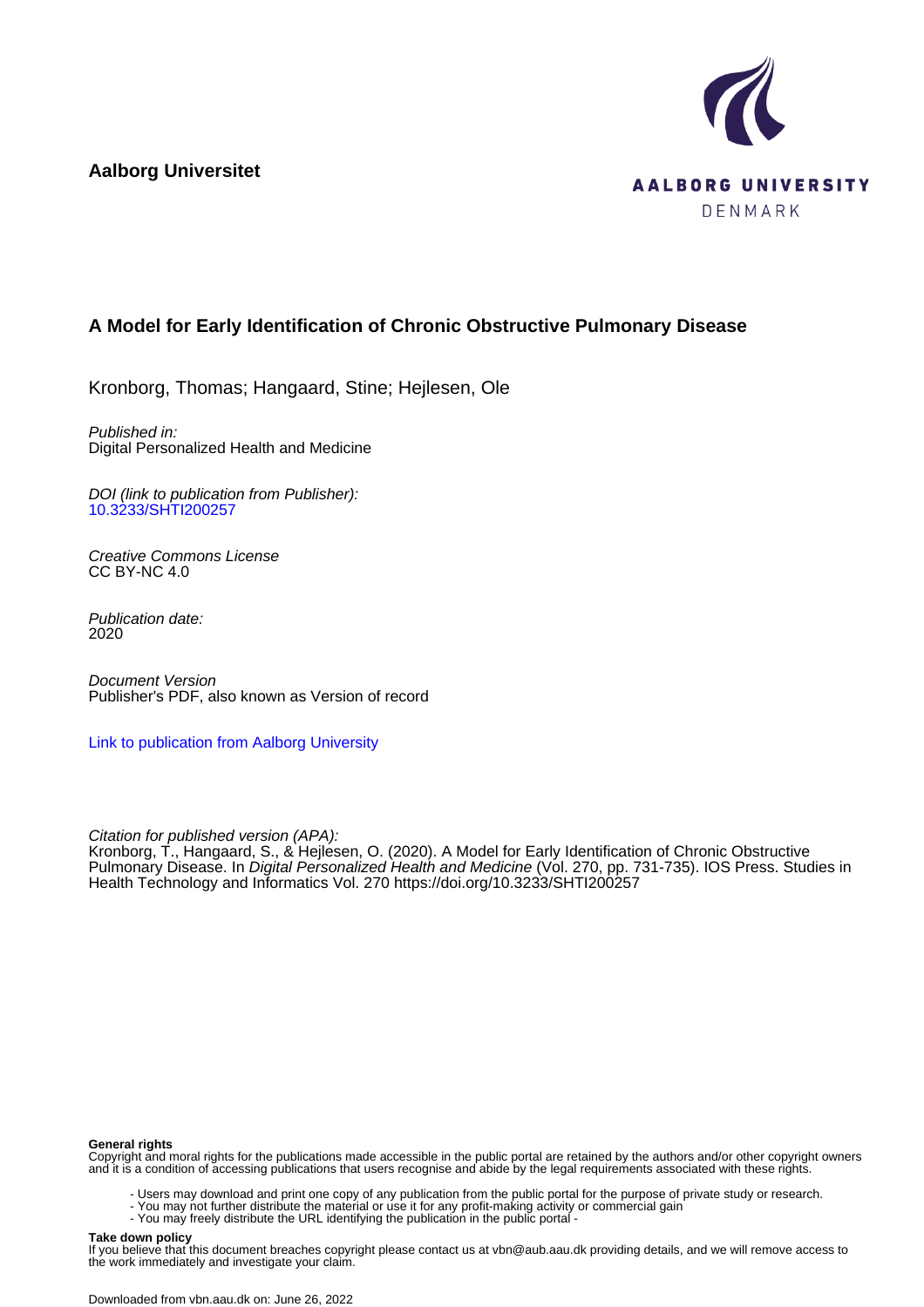**Aalborg Universitet**

AALBORG UNIVERSITY
DENMARK

# A Model for Early Identification of Chronic Obstructive Pulmonary Disease

Kronborg, Thomas; Hangaard, Stine; Hejlesen, Ole

*Published in:*
Digital Personalized Health and Medicine

*DOI (link to publication from Publisher):*
10.3233/SHTI200257

*Creative Commons License*
CC BY-NC 4.0

*Publication date:*
2020

*Document Version*
Publisher's PDF, also known as Version of record

Link to publication from Aalborg University

*Citation for published version (APA):*
Kronborg, T., Hangaard, S., & Hejlesen, O. (2020). A Model for Early Identification of Chronic Obstructive Pulmonary Disease. In *Digital Personalized Health and Medicine* (Vol. 270, pp. 731-735). IOS Press. Studies in Health Technology and Informatics Vol. 270 https://doi.org/10.3233/SHTI200257

**General rights**
Copyright and moral rights for the publications made accessible in the public portal are retained by the authors and/or other copyright owners and it is a condition of accessing publications that users recognise and abide by the legal requirements associated with these rights.

- Users may download and print one copy of any publication from the public portal for the purpose of private study or research.
- You may not further distribute the material or use it for any profit-making activity or commercial gain
- You may freely distribute the URL identifying the publication in the public portal -

**Take down policy**
If you believe that this document breaches copyright please contact us at vbn@aub.aau.dk providing details, and we will remove access to the work immediately and investigate your claim.

Downloaded from vbn.aau.dk on: June 26, 2022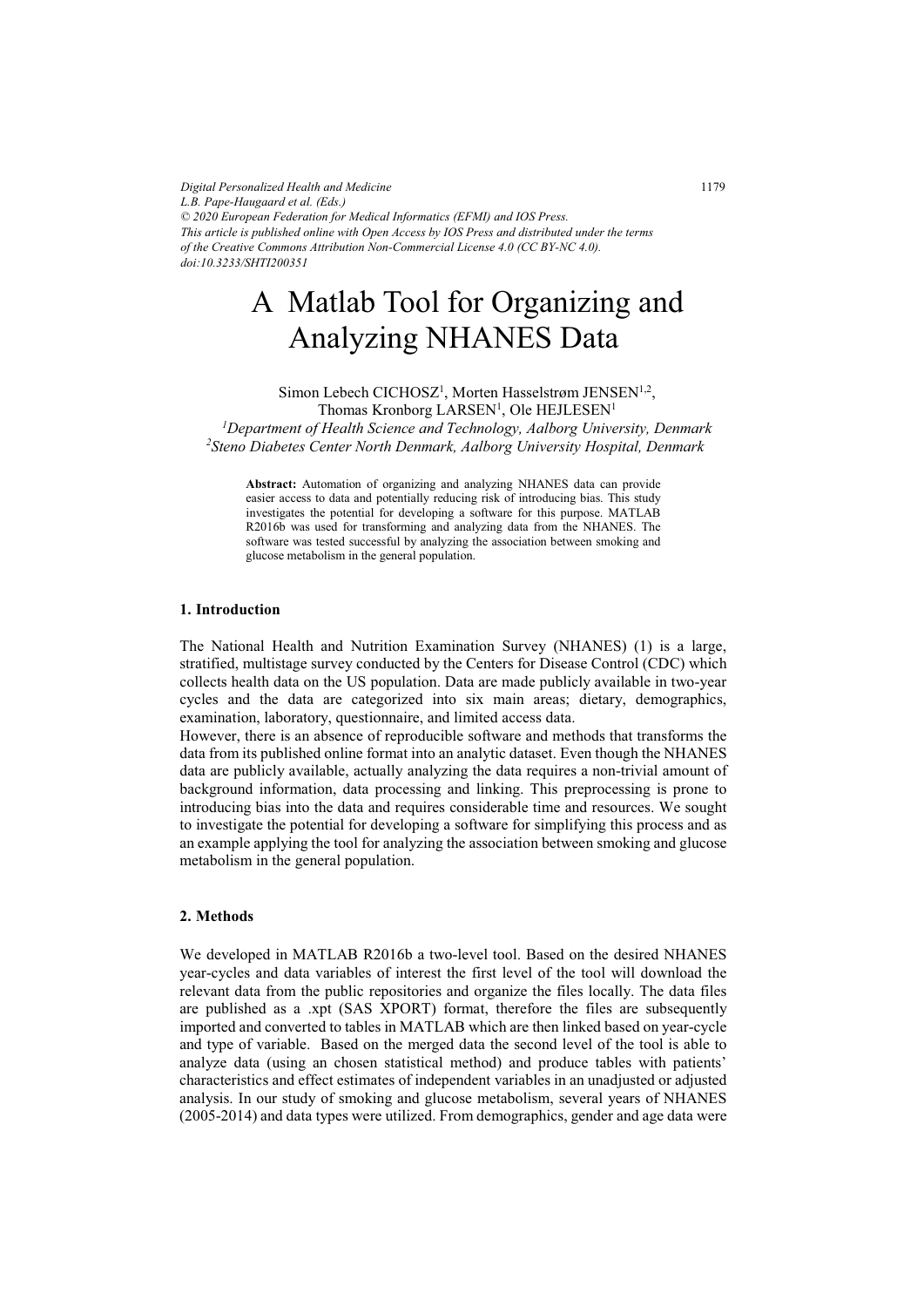Digital Personalized Health and Medicine
L.B. Pape-Haugaard et al. (Eds.)
© 2020 European Federation for Medical Informatics (EFMI) and IOS Press.
This article is published online with Open Access by IOS Press and distributed under the terms of the Creative Commons Attribution Non-Commercial License 4.0 (CC BY-NC 4.0).
doi:10.3233/SHTI200351

# A Matlab Tool for Organizing and Analyzing NHANES Data

Simon Lebech CICHOSZ[1], Morten Hasselstrøm JENSEN[1,2], Thomas Kronborg LARSEN[1], Ole HEJLESEN[1]

[1]*Department of Health Science and Technology, Aalborg University, Denmark*
[2]*Steno Diabetes Center North Denmark, Aalborg University Hospital, Denmark*

**Abstract:** Automation of organizing and analyzing NHANES data can provide easier access to data and potentially reducing risk of introducing bias. This study investigates the potential for developing a software for this purpose. MATLAB R2016b was used for transforming and analyzing data from the NHANES. The software was tested successful by analyzing the association between smoking and glucose metabolism in the general population.

## 1. Introduction

The National Health and Nutrition Examination Survey (NHANES) (1) is a large, stratified, multistage survey conducted by the Centers for Disease Control (CDC) which collects health data on the US population. Data are made publicly available in two-year cycles and the data are categorized into six main areas; dietary, demographics, examination, laboratory, questionnaire, and limited access data.
However, there is an absence of reproducible software and methods that transforms the data from its published online format into an analytic dataset. Even though the NHANES data are publicly available, actually analyzing the data requires a non-trivial amount of background information, data processing and linking. This preprocessing is prone to introducing bias into the data and requires considerable time and resources. We sought to investigate the potential for developing a software for simplifying this process and as an example applying the tool for analyzing the association between smoking and glucose metabolism in the general population.

## 2. Methods

We developed in MATLAB R2016b a two-level tool. Based on the desired NHANES year-cycles and data variables of interest the first level of the tool will download the relevant data from the public repositories and organize the files locally. The data files are published as a .xpt (SAS XPORT) format, therefore the files are subsequently imported and converted to tables in MATLAB which are then linked based on year-cycle and type of variable. Based on the merged data the second level of the tool is able to analyze data (using an chosen statistical method) and produce tables with patients' characteristics and effect estimates of independent variables in an unadjusted or adjusted analysis. In our study of smoking and glucose metabolism, several years of NHANES (2005-2014) and data types were utilized. From demographics, gender and age data were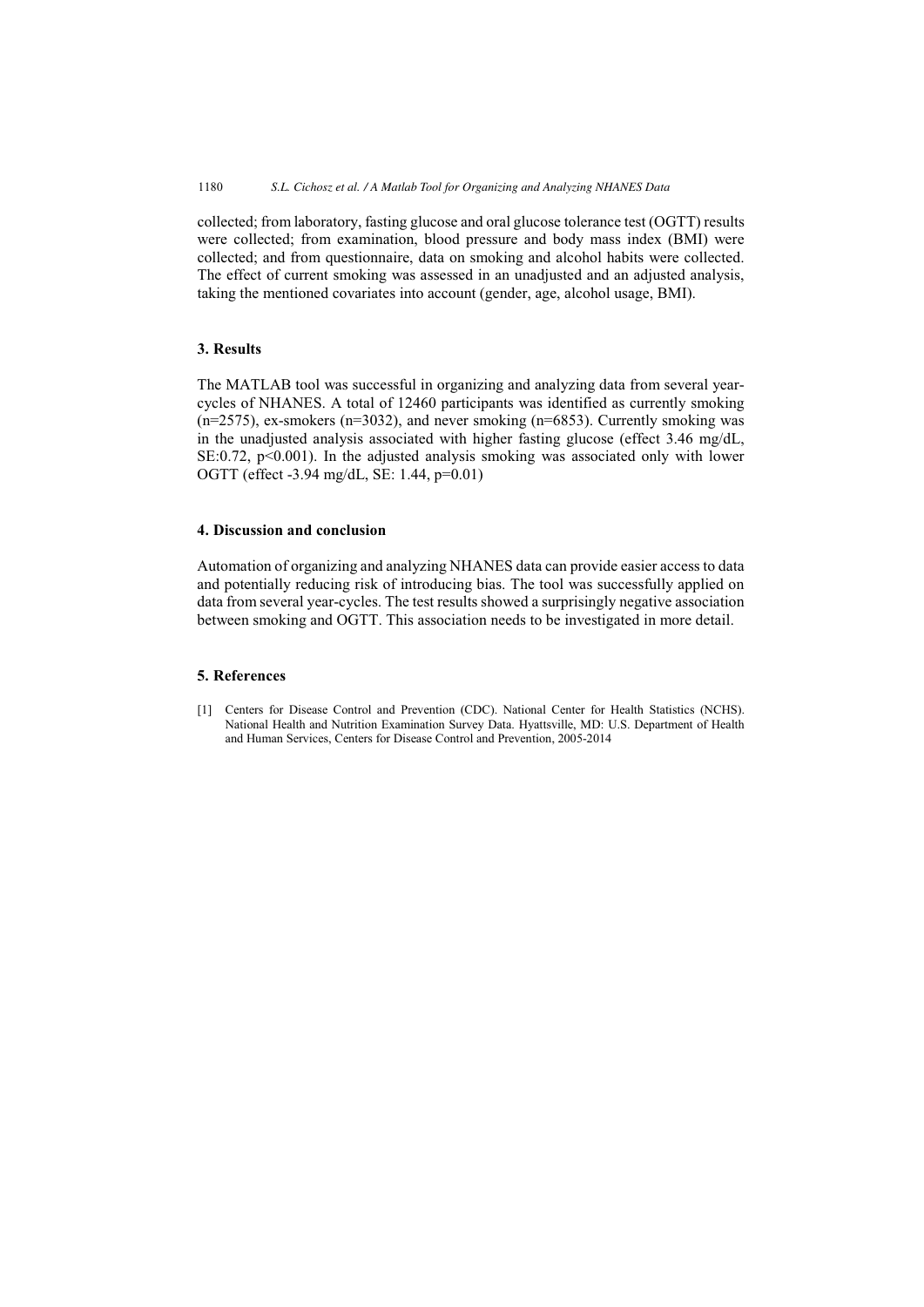collected; from laboratory, fasting glucose and oral glucose tolerance test (OGTT) results were collected; from examination, blood pressure and body mass index (BMI) were collected; and from questionnaire, data on smoking and alcohol habits were collected. The effect of current smoking was assessed in an unadjusted and an adjusted analysis, taking the mentioned covariates into account (gender, age, alcohol usage, BMI).

## 3. Results

The MATLAB tool was successful in organizing and analyzing data from several year-cycles of NHANES. A total of 12460 participants was identified as currently smoking (n=2575), ex-smokers (n=3032), and never smoking (n=6853). Currently smoking was in the unadjusted analysis associated with higher fasting glucose (effect 3.46 mg/dL, SE:0.72, $p<0.001$). In the adjusted analysis smoking was associated only with lower OGTT (effect -3.94 mg/dL, SE: 1.44, $p=0.01$)

## 4. Discussion and conclusion

Automation of organizing and analyzing NHANES data can provide easier access to data and potentially reducing risk of introducing bias. The tool was successfully applied on data from several year-cycles. The test results showed a surprisingly negative association between smoking and OGTT. This association needs to be investigated in more detail.

## 5. References

[1] Centers for Disease Control and Prevention (CDC). National Center for Health Statistics (NCHS). National Health and Nutrition Examination Survey Data. Hyattsville, MD: U.S. Department of Health and Human Services, Centers for Disease Control and Prevention, 2005-2014